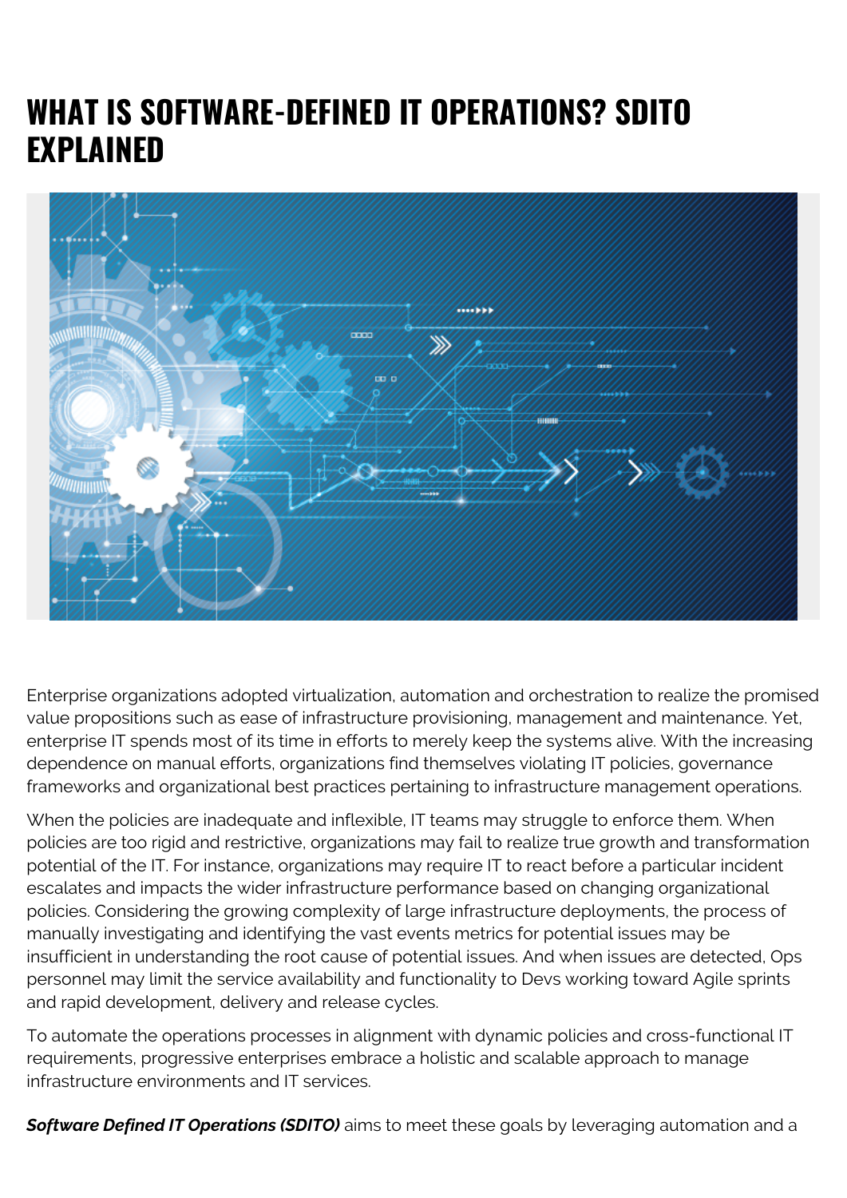# WHAT IS SOFTWARE-DEFINED IT OPERATIONS? SDITO EXPLAINED

Enterprise organizations adopted virtualization, automation and orchestration to realize the promised value propositions such as ease of infrastructure provisioning, management and maintenance. Yet, enterprise IT spends most of its time in efforts to merely keep the systems alive. With the increasing dependence on manual efforts, organizations find themselves violating IT policies, governance frameworks and organizational best practices pertaining to infrastructure management operations.

When the policies are inadequate and inflexible, IT teams may struggle to enforce them. When policies are too rigid and restrictive, organizations may fail to realize true growth and transformation potential of the IT. For instance, organizations may require IT to react before a particular incident escalates and impacts the wider infrastructure performance based on changing organizational policies. Considering the growing complexity of large infrastructure deployments, the process of manually investigating and identifying the vast events metrics for potential issues may be insufficient in understanding the root cause of potential issues. And when issues are detected, Ops personnel may limit the service availability and functionality to Devs working toward Agile sprints and rapid development, delivery and release cycles.

To automate the operations processes in alignment with dynamic policies and cross-functional IT requirements, progressive enterprises embrace a holistic and scalable approach to manage infrastructure environments and IT services.

***Software Defined IT Operations (SDITO)*** aims to meet these goals by leveraging automation and a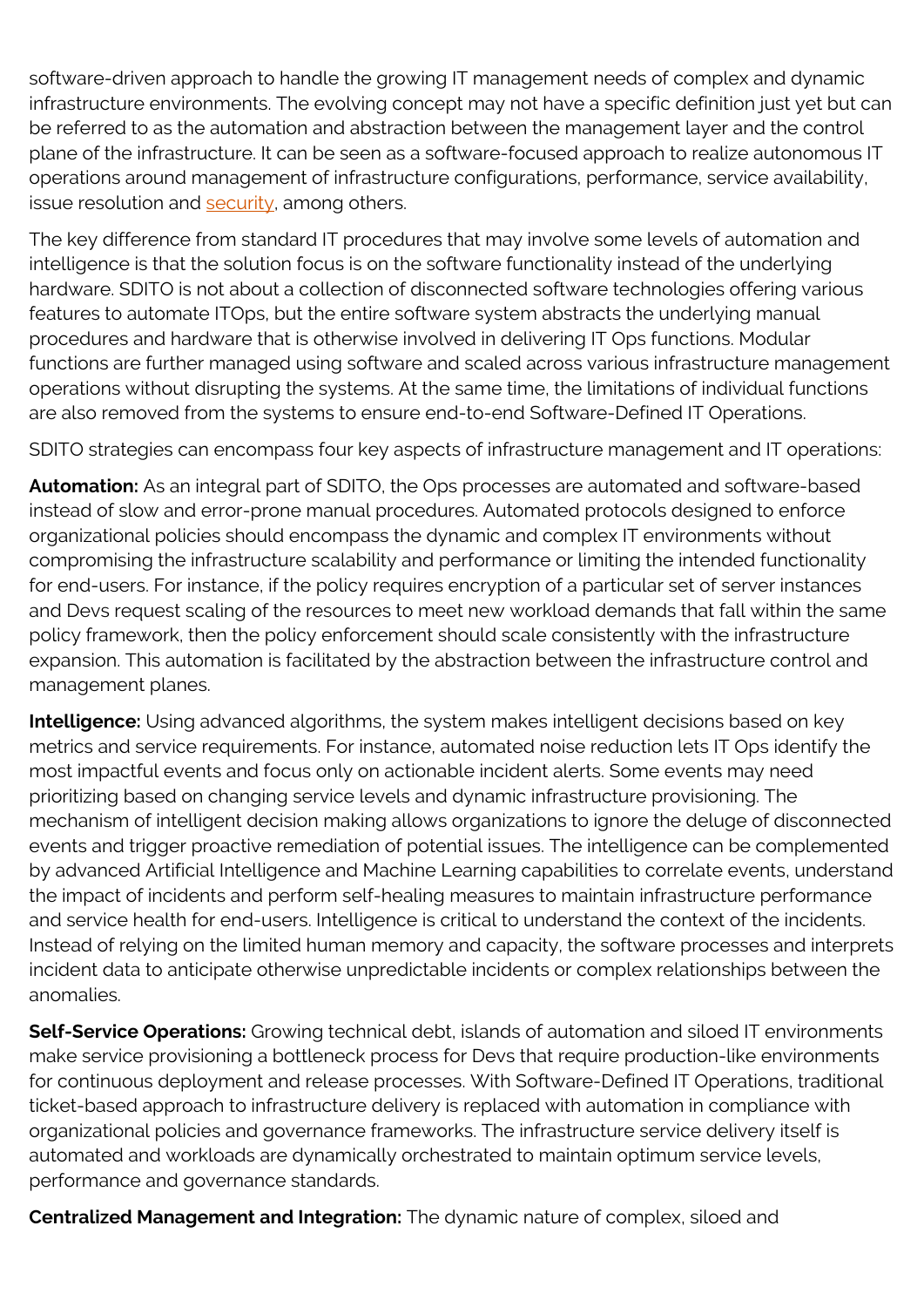software-driven approach to handle the growing IT management needs of complex and dynamic infrastructure environments. The evolving concept may not have a specific definition just yet but can be referred to as the automation and abstraction between the management layer and the control plane of the infrastructure. It can be seen as a software-focused approach to realize autonomous IT operations around management of infrastructure configurations, performance, service availability, issue resolution and security, among others.

The key difference from standard IT procedures that may involve some levels of automation and intelligence is that the solution focus is on the software functionality instead of the underlying hardware. SDITO is not about a collection of disconnected software technologies offering various features to automate ITOps, but the entire software system abstracts the underlying manual procedures and hardware that is otherwise involved in delivering IT Ops functions. Modular functions are further managed using software and scaled across various infrastructure management operations without disrupting the systems. At the same time, the limitations of individual functions are also removed from the systems to ensure end-to-end Software-Defined IT Operations.

SDITO strategies can encompass four key aspects of infrastructure management and IT operations:

**Automation:** As an integral part of SDITO, the Ops processes are automated and software-based instead of slow and error-prone manual procedures. Automated protocols designed to enforce organizational policies should encompass the dynamic and complex IT environments without compromising the infrastructure scalability and performance or limiting the intended functionality for end-users. For instance, if the policy requires encryption of a particular set of server instances and Devs request scaling of the resources to meet new workload demands that fall within the same policy framework, then the policy enforcement should scale consistently with the infrastructure expansion. This automation is facilitated by the abstraction between the infrastructure control and management planes.

**Intelligence:** Using advanced algorithms, the system makes intelligent decisions based on key metrics and service requirements. For instance, automated noise reduction lets IT Ops identify the most impactful events and focus only on actionable incident alerts. Some events may need prioritizing based on changing service levels and dynamic infrastructure provisioning. The mechanism of intelligent decision making allows organizations to ignore the deluge of disconnected events and trigger proactive remediation of potential issues. The intelligence can be complemented by advanced Artificial Intelligence and Machine Learning capabilities to correlate events, understand the impact of incidents and perform self-healing measures to maintain infrastructure performance and service health for end-users. Intelligence is critical to understand the context of the incidents. Instead of relying on the limited human memory and capacity, the software processes and interprets incident data to anticipate otherwise unpredictable incidents or complex relationships between the anomalies.

**Self-Service Operations:** Growing technical debt, islands of automation and siloed IT environments make service provisioning a bottleneck process for Devs that require production-like environments for continuous deployment and release processes. With Software-Defined IT Operations, traditional ticket-based approach to infrastructure delivery is replaced with automation in compliance with organizational policies and governance frameworks. The infrastructure service delivery itself is automated and workloads are dynamically orchestrated to maintain optimum service levels, performance and governance standards.

**Centralized Management and Integration:** The dynamic nature of complex, siloed and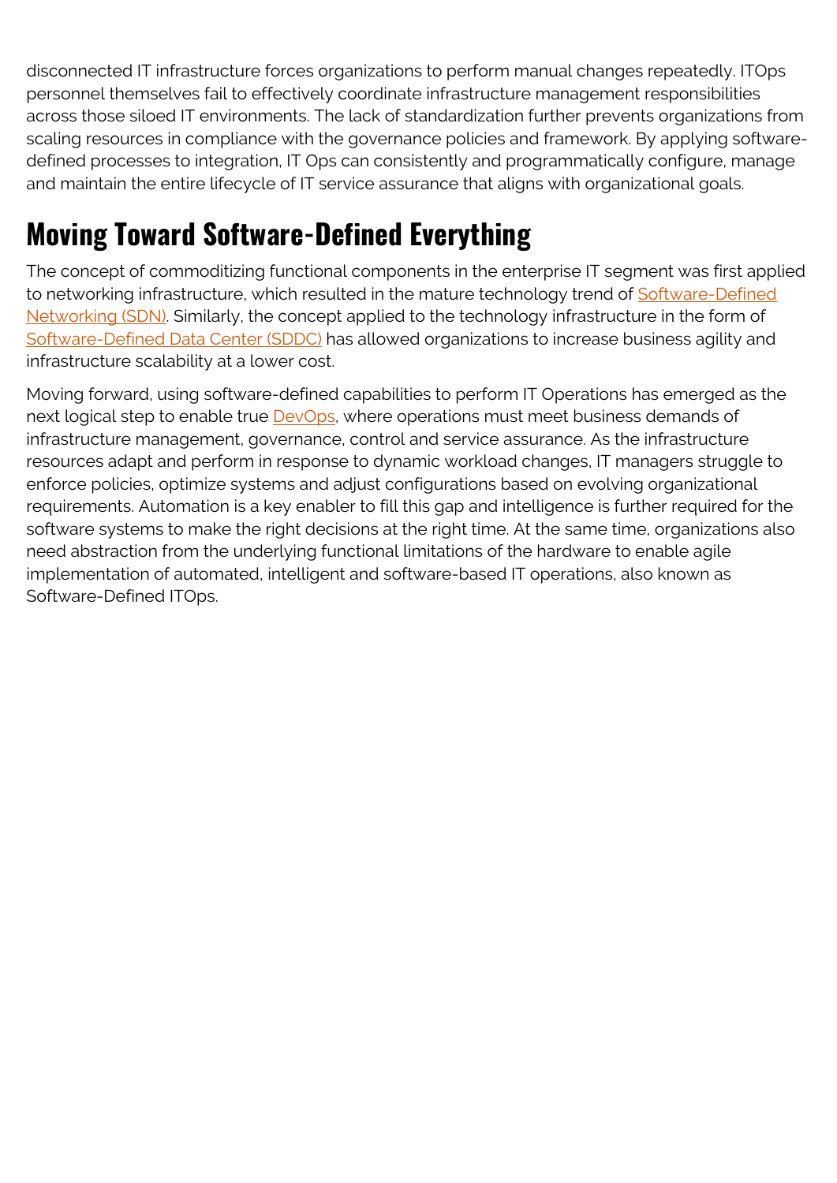disconnected IT infrastructure forces organizations to perform manual changes repeatedly. ITOps personnel themselves fail to effectively coordinate infrastructure management responsibilities across those siloed IT environments. The lack of standardization further prevents organizations from scaling resources in compliance with the governance policies and framework. By applying software-defined processes to integration, IT Ops can consistently and programmatically configure, manage and maintain the entire lifecycle of IT service assurance that aligns with organizational goals.

## Moving Toward Software-Defined Everything

The concept of commoditizing functional components in the enterprise IT segment was first applied to networking infrastructure, which resulted in the mature technology trend of Software-Defined Networking (SDN). Similarly, the concept applied to the technology infrastructure in the form of Software-Defined Data Center (SDDC) has allowed organizations to increase business agility and infrastructure scalability at a lower cost.

Moving forward, using software-defined capabilities to perform IT Operations has emerged as the next logical step to enable true DevOps, where operations must meet business demands of infrastructure management, governance, control and service assurance. As the infrastructure resources adapt and perform in response to dynamic workload changes, IT managers struggle to enforce policies, optimize systems and adjust configurations based on evolving organizational requirements. Automation is a key enabler to fill this gap and intelligence is further required for the software systems to make the right decisions at the right time. At the same time, organizations also need abstraction from the underlying functional limitations of the hardware to enable agile implementation of automated, intelligent and software-based IT operations, also known as Software-Defined ITOps.